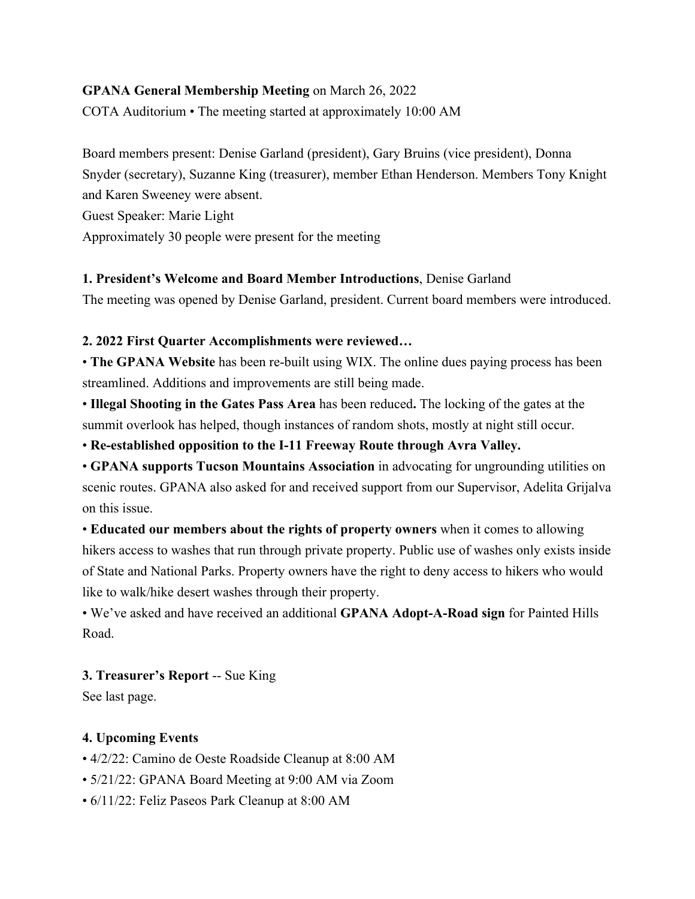**GPANA General Membership Meeting** on March 26, 2022
COTA Auditorium • The meeting started at approximately 10:00 AM

Board members present: Denise Garland (president), Gary Bruins (vice president), Donna Snyder (secretary), Suzanne King (treasurer), member Ethan Henderson. Members Tony Knight and Karen Sweeney were absent.
Guest Speaker: Marie Light
Approximately 30 people were present for the meeting

**1. President's Welcome and Board Member Introductions**, Denise Garland
The meeting was opened by Denise Garland, president. Current board members were introduced.

**2. 2022 First Quarter Accomplishments were reviewed…**

- **The GPANA Website** has been re-built using WIX. The online dues paying process has been streamlined. Additions and improvements are still being made.
- **Illegal Shooting in the Gates Pass Area** has been reduced**.** The locking of the gates at the summit overlook has helped, though instances of random shots, mostly at night still occur.
- **Re-established opposition to the I-11 Freeway Route through Avra Valley.**
- **GPANA supports Tucson Mountains Association** in advocating for ungrounding utilities on scenic routes. GPANA also asked for and received support from our Supervisor, Adelita Grijalva on this issue.
- **Educated our members about the rights of property owners** when it comes to allowing hikers access to washes that run through private property. Public use of washes only exists inside of State and National Parks. Property owners have the right to deny access to hikers who would like to walk/hike desert washes through their property.
- We've asked and have received an additional **GPANA Adopt-A-Road sign** for Painted Hills Road.

**3. Treasurer's Report** -- Sue King
See last page.

**4. Upcoming Events**

- 4/2/22: Camino de Oeste Roadside Cleanup at 8:00 AM
- 5/21/22: GPANA Board Meeting at 9:00 AM via Zoom
- 6/11/22: Feliz Paseos Park Cleanup at 8:00 AM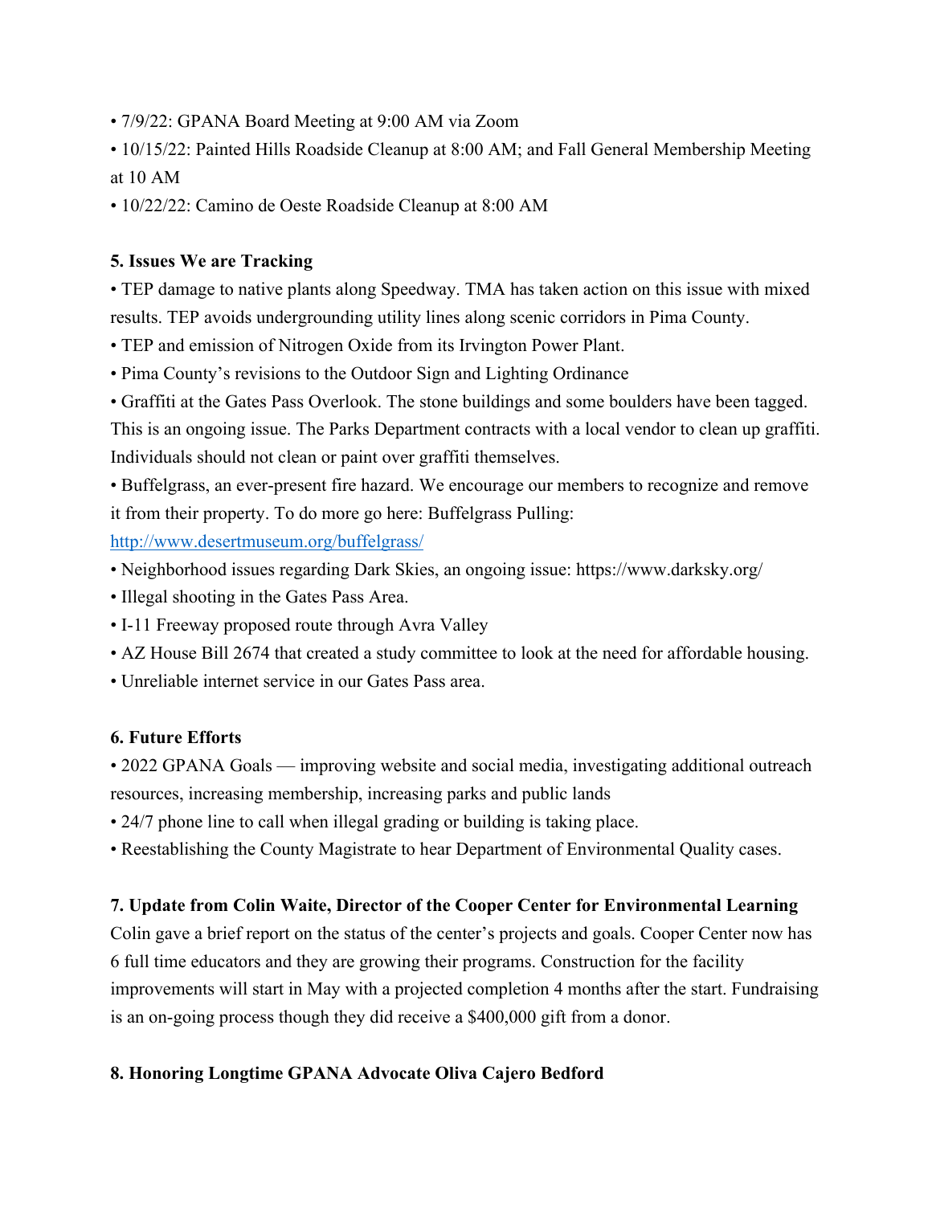- 7/9/22: GPANA Board Meeting at 9:00 AM via Zoom
- 10/15/22: Painted Hills Roadside Cleanup at 8:00 AM; and Fall General Membership Meeting at 10 AM
- 10/22/22: Camino de Oeste Roadside Cleanup at 8:00 AM

**5. Issues We are Tracking**

- TEP damage to native plants along Speedway. TMA has taken action on this issue with mixed results. TEP avoids undergrounding utility lines along scenic corridors in Pima County.
- TEP and emission of Nitrogen Oxide from its Irvington Power Plant.
- Pima County's revisions to the Outdoor Sign and Lighting Ordinance
- Graffiti at the Gates Pass Overlook. The stone buildings and some boulders have been tagged. This is an ongoing issue. The Parks Department contracts with a local vendor to clean up graffiti. Individuals should not clean or paint over graffiti themselves.
- Buffelgrass, an ever-present fire hazard. We encourage our members to recognize and remove it from their property. To do more go here: Buffelgrass Pulling: [http://www.desertmuseum.org/buffelgrass/](http://www.desertmuseum.org/buffelgrass/)
- Neighborhood issues regarding Dark Skies, an ongoing issue: https://www.darksky.org/
- Illegal shooting in the Gates Pass Area.
- I-11 Freeway proposed route through Avra Valley
- AZ House Bill 2674 that created a study committee to look at the need for affordable housing.
- Unreliable internet service in our Gates Pass area.

**6. Future Efforts**

- 2022 GPANA Goals — improving website and social media, investigating additional outreach resources, increasing membership, increasing parks and public lands
- 24/7 phone line to call when illegal grading or building is taking place.
- Reestablishing the County Magistrate to hear Department of Environmental Quality cases.

**7. Update from Colin Waite, Director of the Cooper Center for Environmental Learning**

Colin gave a brief report on the status of the center's projects and goals. Cooper Center now has 6 full time educators and they are growing their programs. Construction for the facility improvements will start in May with a projected completion 4 months after the start. Fundraising is an on-going process though they did receive a $400,000 gift from a donor.

**8. Honoring Longtime GPANA Advocate Oliva Cajero Bedford**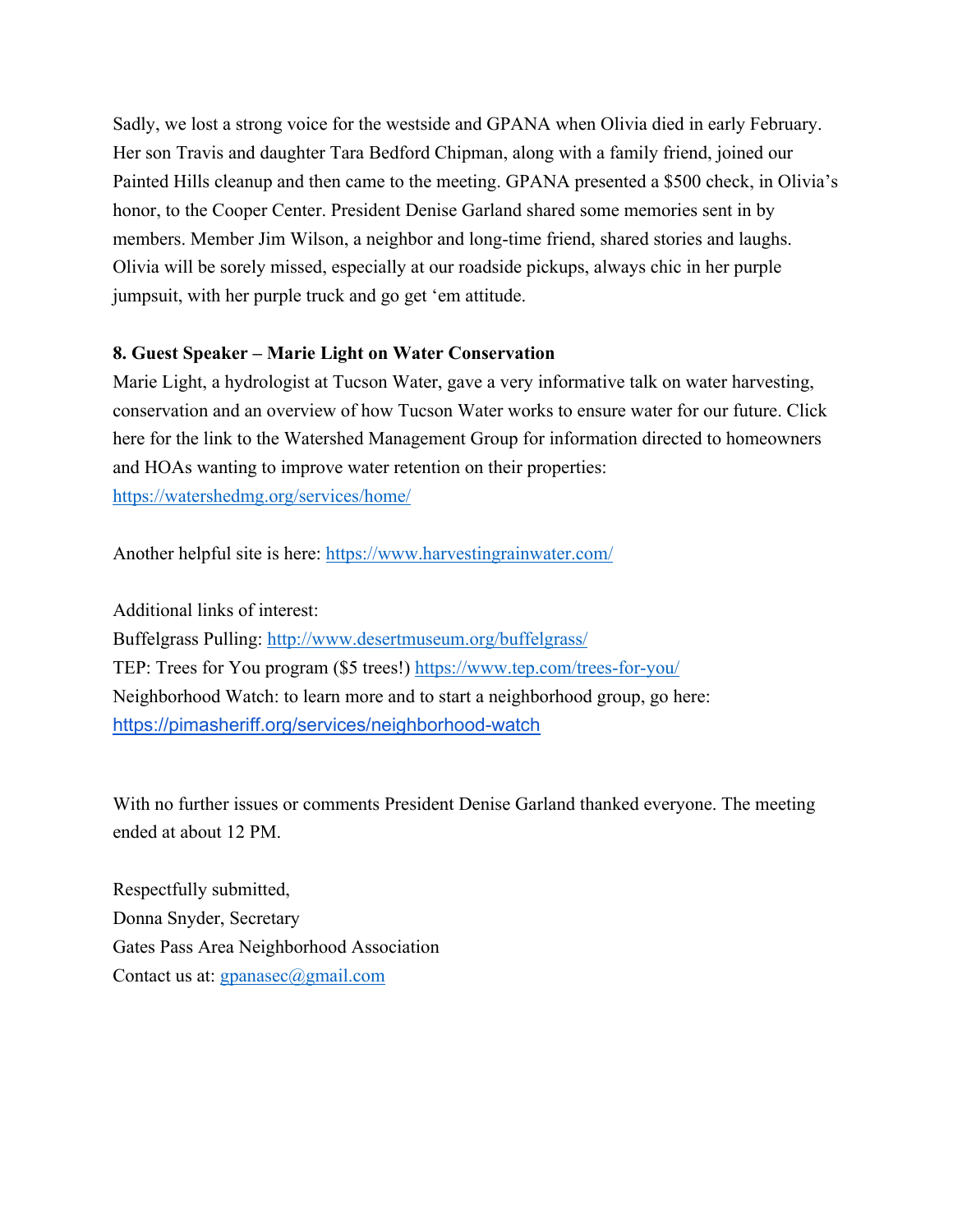Sadly, we lost a strong voice for the westside and GPANA when Olivia died in early February. Her son Travis and daughter Tara Bedford Chipman, along with a family friend, joined our Painted Hills cleanup and then came to the meeting. GPANA presented a $500 check, in Olivia's honor, to the Cooper Center. President Denise Garland shared some memories sent in by members. Member Jim Wilson, a neighbor and long-time friend, shared stories and laughs. Olivia will be sorely missed, especially at our roadside pickups, always chic in her purple jumpsuit, with her purple truck and go get 'em attitude.

**8. Guest Speaker – Marie Light on Water Conservation**

Marie Light, a hydrologist at Tucson Water, gave a very informative talk on water harvesting, conservation and an overview of how Tucson Water works to ensure water for our future. Click here for the link to the Watershed Management Group for information directed to homeowners and HOAs wanting to improve water retention on their properties: https://watershedmg.org/services/home/

Another helpful site is here: https://www.harvestingrainwater.com/

Additional links of interest:
Buffelgrass Pulling: http://www.desertmuseum.org/buffelgrass/
TEP: Trees for You program ($5 trees!) https://www.tep.com/trees-for-you/
Neighborhood Watch: to learn more and to start a neighborhood group, go here: https://pimasheriff.org/services/neighborhood-watch

With no further issues or comments President Denise Garland thanked everyone. The meeting ended at about 12 PM.

Respectfully submitted,
Donna Snyder, Secretary
Gates Pass Area Neighborhood Association
Contact us at: gpanasec@gmail.com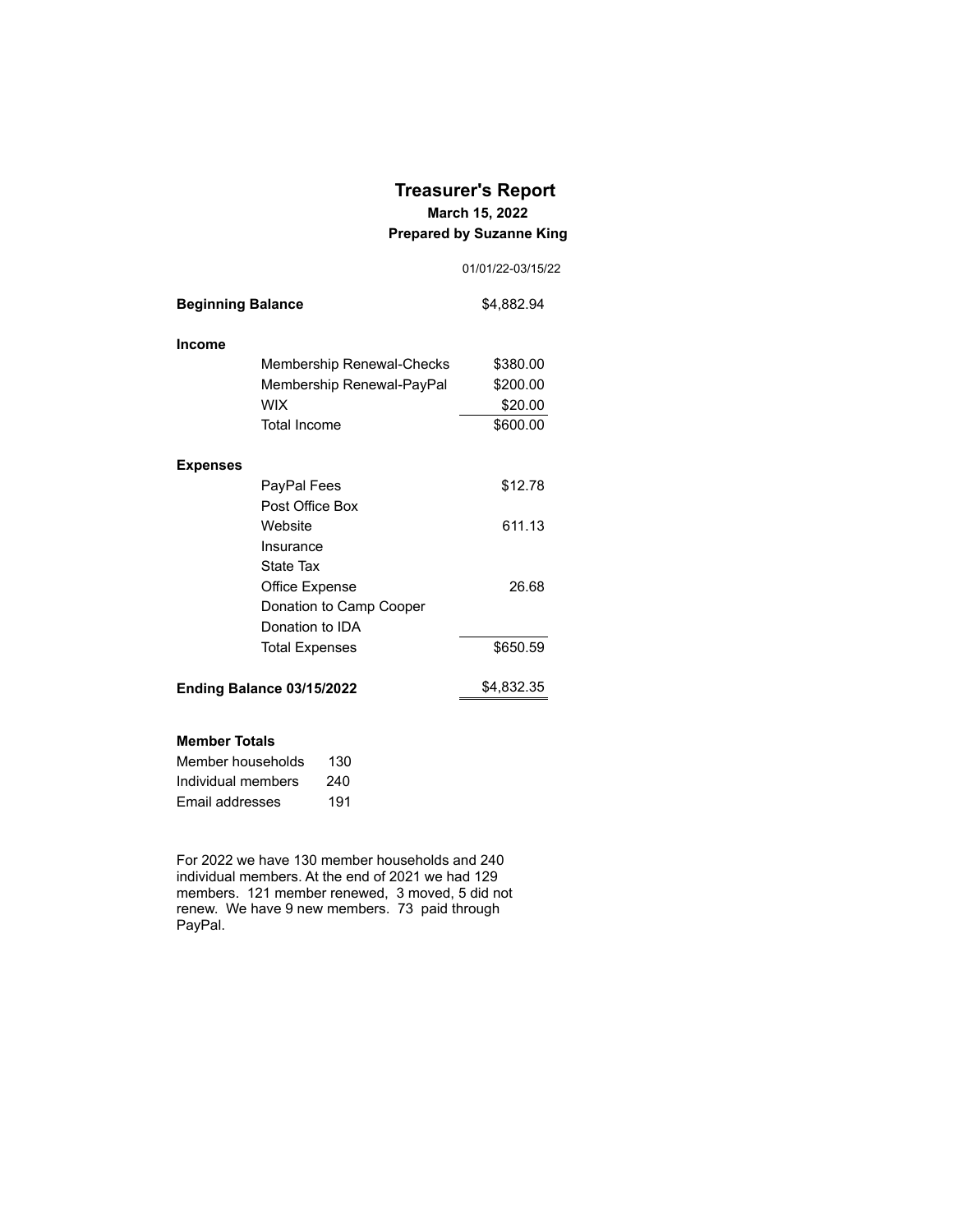# Treasurer's Report

**March 15, 2022**

**Prepared by Suzanne King**

| | | |
|---|---|---|
| | | 01/01/22-03/15/22 |
| **Beginning Balance** | | $4,882.94 |
| **Income** | | |
| | Membership Renewal-Checks | $380.00 |
| | Membership Renewal-PayPal | $200.00 |
| | WIX | $20.00 |
| | Total Income | $600.00 |
| **Expenses** | | |
| | PayPal Fees | $12.78 |
| | Post Office Box | |
| | Website | 611.13 |
| | Insurance | |
| | State Tax | |
| | Office Expense | 26.68 |
| | Donation to Camp Cooper | |
| | Donation to IDA | |
| | Total Expenses | $650.59 |
| **Ending Balance 03/15/2022** | | $4,832.35 |

**Member Totals**

| | |
|---|---|
| Member households | 130 |
| Individual members | 240 |
| Email addresses | 191 |

For 2022 we have 130 member households and 240 individual members. At the end of 2021 we had 129 members. 121 member renewed, 3 moved, 5 did not renew. We have 9 new members. 73 paid through PayPal.